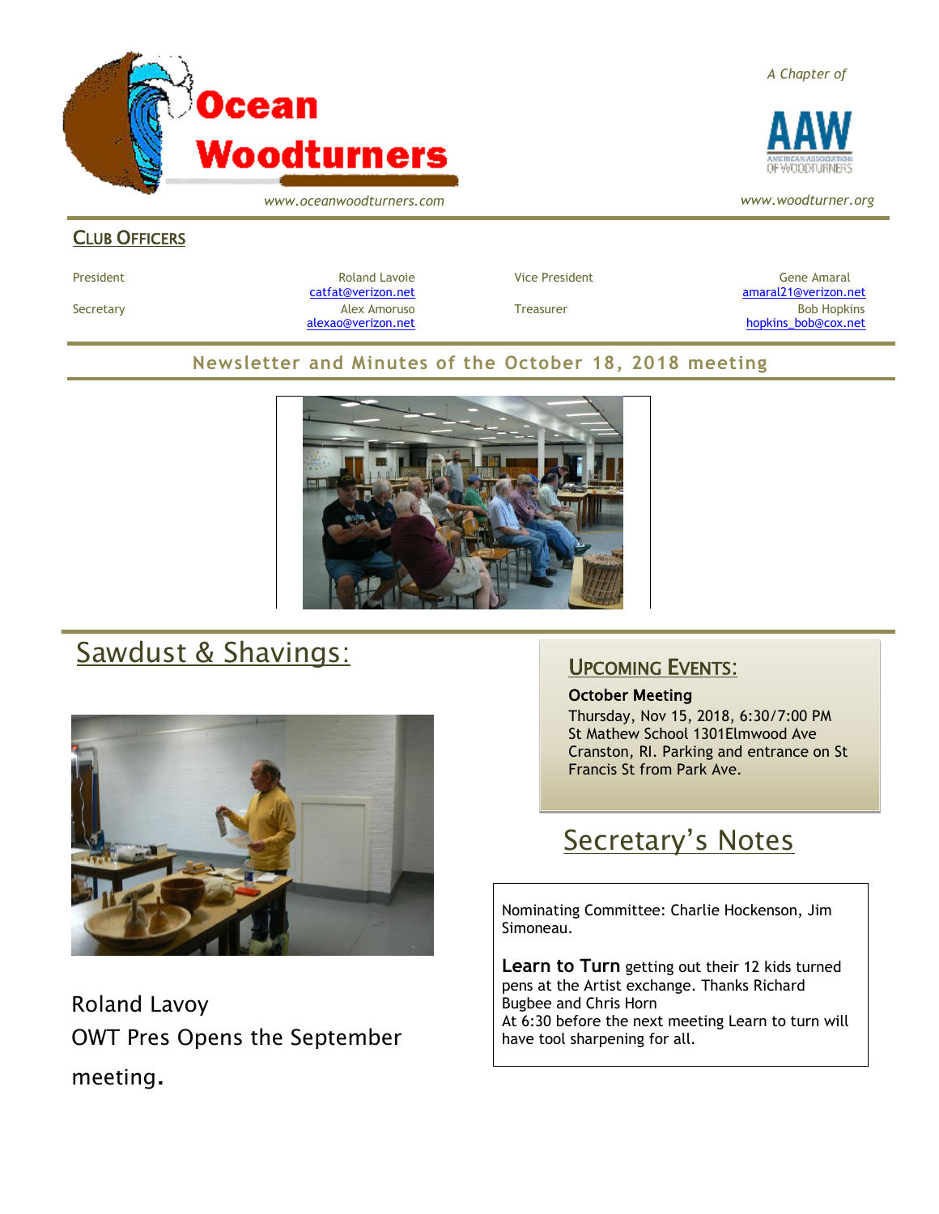# Ocean Woodturners

*www.oceanwoodturners.com*

*A Chapter of*

AAW

*www.woodturner.org*

## Club Officers

| | | | |
|---|---|---|---|
| President | Roland Lavoie catfat@verizon.net | Vice President | Gene Amaral amaral21@verizon.net |
| Secretary | Alex Amoruso alexao@verizon.net | Treasurer | Bob Hopkins hopkins_bob@cox.net |

## Newsletter and Minutes of the October 18, 2018 meeting

## Sawdust & Shavings:

Roland Lavoy
OWT Pres Opens the September meeting.

## Upcoming Events:

**October Meeting**
Thursday, Nov 15, 2018, 6:30/7:00 PM
St Mathew School 1301Elmwood Ave
Cranston, RI. Parking and entrance on St Francis St from Park Ave.

## Secretary's Notes

Nominating Committee: Charlie Hockenson, Jim Simoneau.

**Learn to Turn** getting out their 12 kids turned pens at the Artist exchange. Thanks Richard Bugbee and Chris Horn
At 6:30 before the next meeting Learn to turn will have tool sharpening for all.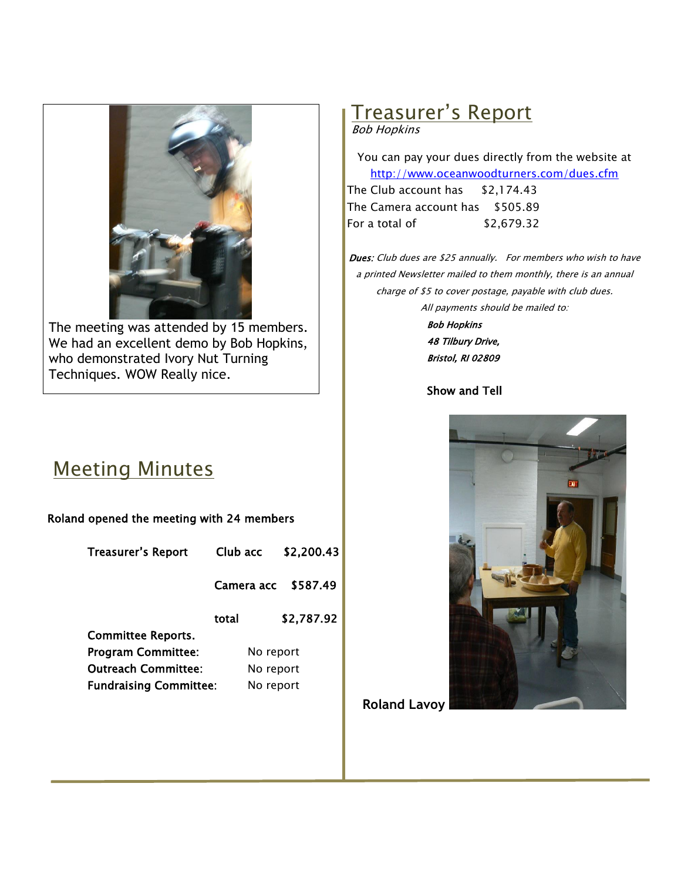The meeting was attended by 15 members. We had an excellent demo by Bob Hopkins, who demonstrated Ivory Nut Turning Techniques. WOW Really nice.

## Meeting Minutes

**Roland opened the meeting with 24 members**

| | | |
|---|---|---|
| **Treasurer's Report** | **Club acc** | **$2,200.43** |
| | **Camera acc** | **$587.49** |
| | **total** | **$2,787.92** |

**Committee Reports.**

| | |
|---|---|
| **Program Committee:** | No report |
| **Outreach Committee:** | No report |
| **Fundraising Committee:** | No report |

## Treasurer's Report

*Bob Hopkins*

You can pay your dues directly from the website at http://www.oceanwoodturners.com/dues.cfm

| | |
|---|---|
| The Club account has | $2,174.43 |
| The Camera account has | $505.89 |
| For a total of | $2,679.32 |

***Dues:*** *Club dues are $25 annually. For members who wish to have a printed Newsletter mailed to them monthly, there is an annual charge of $5 to cover postage, payable with club dues.*

*All payments should be mailed to:*

***Bob Hopkins***
***48 Tilbury Drive,***
***Bristol, RI 02809***

**Show and Tell**

**Roland Lavoy**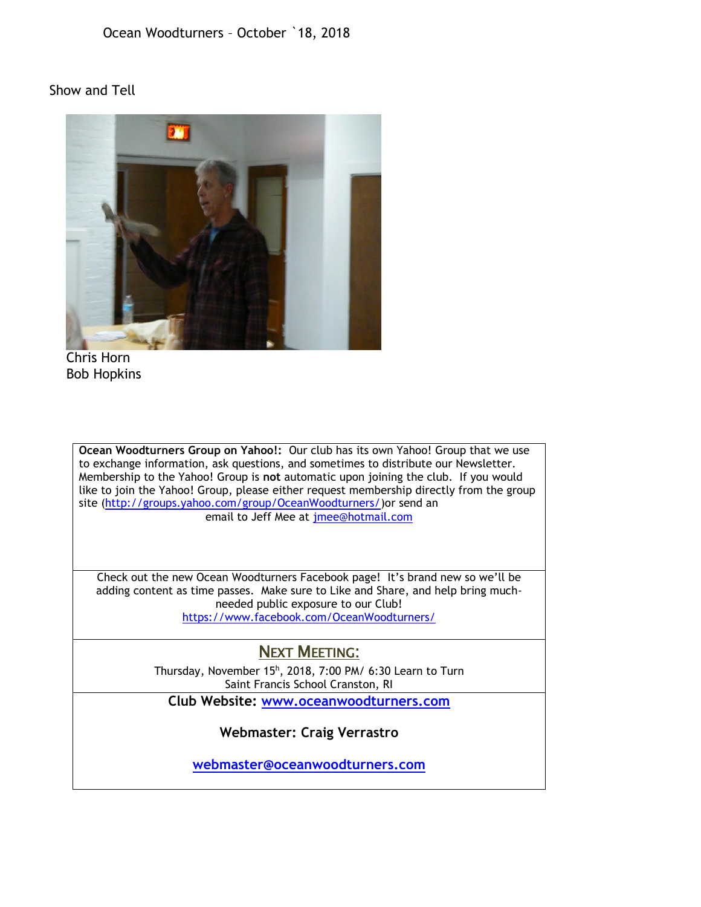Ocean Woodturners – October `18, 2018

## Show and Tell

Chris Horn
Bob Hopkins

---

**Ocean Woodturners Group on Yahoo!:** Our club has its own Yahoo! Group that we use to exchange information, ask questions, and sometimes to distribute our Newsletter. Membership to the Yahoo! Group is **not** automatic upon joining the club. If you would like to join the Yahoo! Group, please either request membership directly from the group site (http://groups.yahoo.com/group/OceanWoodturners/)or send an email to Jeff Mee at jmee@hotmail.com

---

Check out the new Ocean Woodturners Facebook page! It's brand new so we'll be adding content as time passes. Make sure to Like and Share, and help bring much-needed public exposure to our Club!
https://www.facebook.com/OceanWoodturners/

---

## NEXT MEETING:

Thursday, November 15h, 2018, 7:00 PM/ 6:30 Learn to Turn
Saint Francis School Cranston, RI

---

**Club Website: www.oceanwoodturners.com**

**Webmaster: Craig Verrastro**

**webmaster@oceanwoodturners.com**